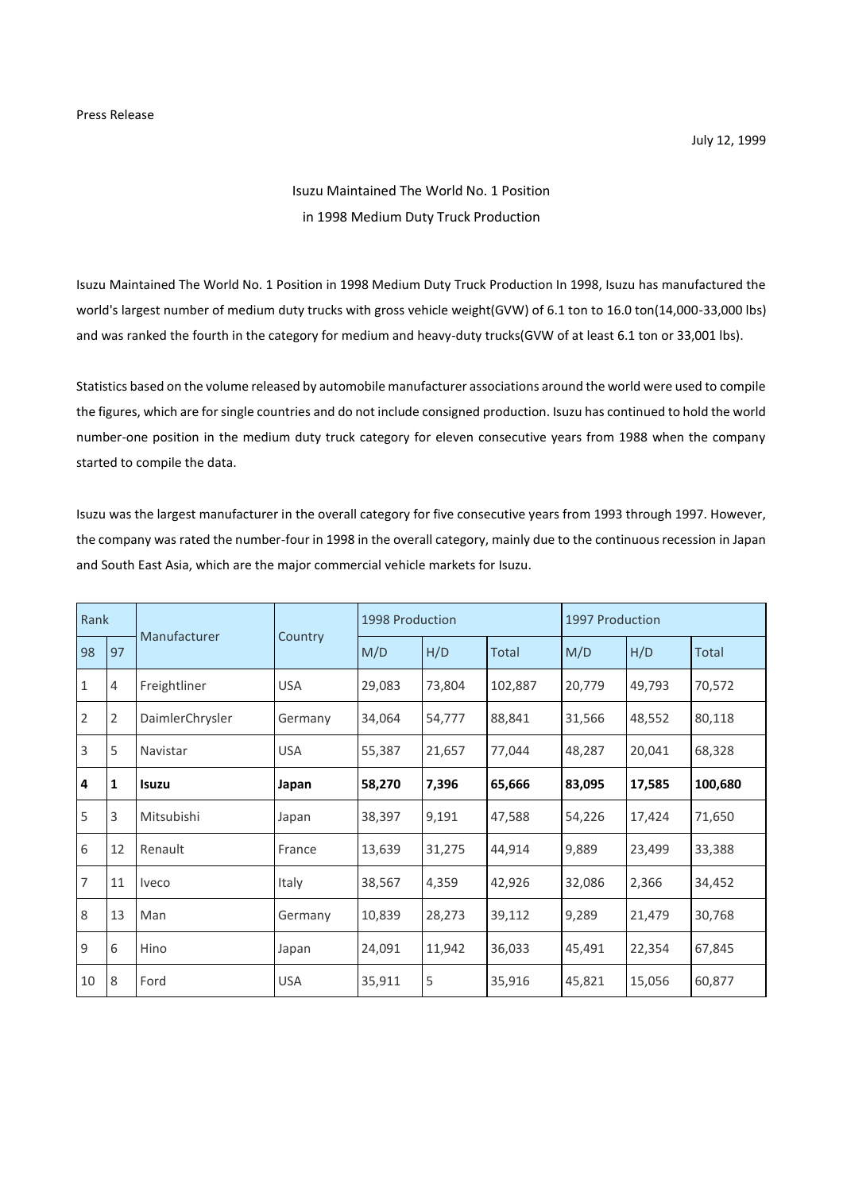Press Release

July 12, 1999

# Isuzu Maintained The World No. 1 Position in 1998 Medium Duty Truck Production

Isuzu Maintained The World No. 1 Position in 1998 Medium Duty Truck Production In 1998, Isuzu has manufactured the world's largest number of medium duty trucks with gross vehicle weight(GVW) of 6.1 ton to 16.0 ton(14,000-33,000 lbs) and was ranked the fourth in the category for medium and heavy-duty trucks(GVW of at least 6.1 ton or 33,001 lbs).

Statistics based on the volume released by automobile manufacturer associations around the world were used to compile the figures, which are for single countries and do not include consigned production. Isuzu has continued to hold the world number-one position in the medium duty truck category for eleven consecutive years from 1988 when the company started to compile the data.

Isuzu was the largest manufacturer in the overall category for five consecutive years from 1993 through 1997. However, the company was rated the number-four in 1998 in the overall category, mainly due to the continuous recession in Japan and South East Asia, which are the major commercial vehicle markets for Isuzu.

| Rank | | Manufacturer | Country | 1998 Production | | | 1997 Production | | |
|---|---|---|---|---|---|---|---|---|---|
| 98 | 97 | | | M/D | H/D | Total | M/D | H/D | Total |
| 1 | 4 | Freightliner | USA | 29,083 | 73,804 | 102,887 | 20,779 | 49,793 | 70,572 |
| 2 | 2 | DaimlerChrysler | Germany | 34,064 | 54,777 | 88,841 | 31,566 | 48,552 | 80,118 |
| 3 | 5 | Navistar | USA | 55,387 | 21,657 | 77,044 | 48,287 | 20,041 | 68,328 |
| **4** | **1** | **Isuzu** | **Japan** | **58,270** | **7,396** | **65,666** | **83,095** | **17,585** | **100,680** |
| 5 | 3 | Mitsubishi | Japan | 38,397 | 9,191 | 47,588 | 54,226 | 17,424 | 71,650 |
| 6 | 12 | Renault | France | 13,639 | 31,275 | 44,914 | 9,889 | 23,499 | 33,388 |
| 7 | 11 | Iveco | Italy | 38,567 | 4,359 | 42,926 | 32,086 | 2,366 | 34,452 |
| 8 | 13 | Man | Germany | 10,839 | 28,273 | 39,112 | 9,289 | 21,479 | 30,768 |
| 9 | 6 | Hino | Japan | 24,091 | 11,942 | 36,033 | 45,491 | 22,354 | 67,845 |
| 10 | 8 | Ford | USA | 35,911 | 5 | 35,916 | 45,821 | 15,056 | 60,877 |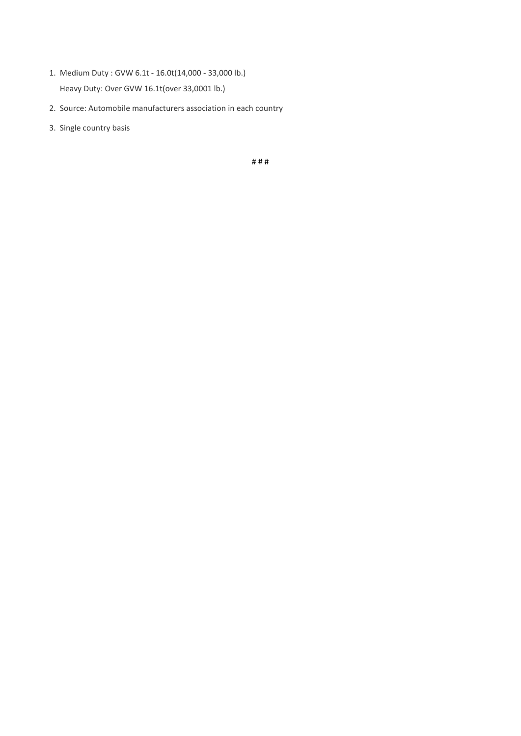1. Medium Duty : GVW 6.1t - 16.0t(14,000 - 33,000 lb.)

   Heavy Duty: Over GVW 16.1t(over 33,0001 lb.)

2. Source: Automobile manufacturers association in each country

3. Single country basis

# # #